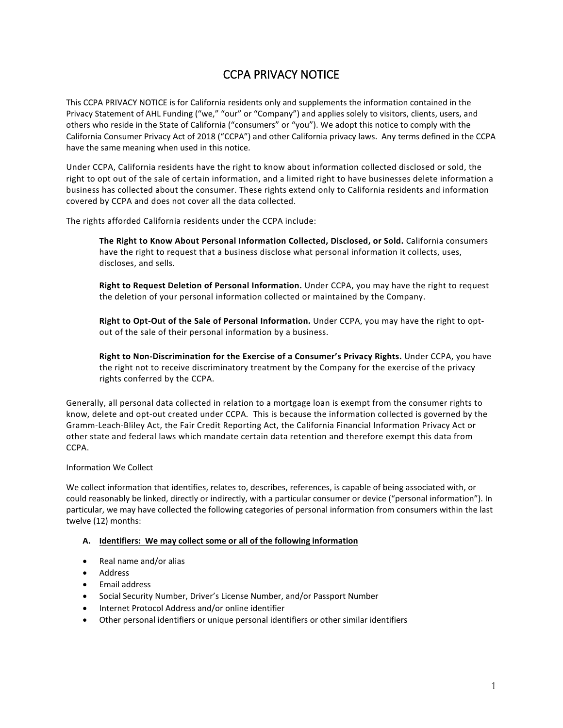# CCPA PRIVACY NOTICE

This CCPA PRIVACY NOTICE is for California residents only and supplements the information contained in the Privacy Statement of AHL Funding ("we," "our" or "Company") and applies solely to visitors, clients, users, and others who reside in the State of California ("consumers" or "you"). We adopt this notice to comply with the California Consumer Privacy Act of 2018 ("CCPA") and other California privacy laws. Any terms defined in the CCPA have the same meaning when used in this notice.

Under CCPA, California residents have the right to know about information collected disclosed or sold, the right to opt out of the sale of certain information, and a limited right to have businesses delete information a business has collected about the consumer. These rights extend only to California residents and information covered by CCPA and does not cover all the data collected.

The rights afforded California residents under the CCPA include:

> **The Right to Know About Personal Information Collected, Disclosed, or Sold.** California consumers have the right to request that a business disclose what personal information it collects, uses, discloses, and sells.
>
> **Right to Request Deletion of Personal Information.** Under CCPA, you may have the right to request the deletion of your personal information collected or maintained by the Company.
>
> **Right to Opt-Out of the Sale of Personal Information.** Under CCPA, you may have the right to opt-out of the sale of their personal information by a business.
>
> **Right to Non-Discrimination for the Exercise of a Consumer's Privacy Rights.** Under CCPA, you have the right not to receive discriminatory treatment by the Company for the exercise of the privacy rights conferred by the CCPA.

Generally, all personal data collected in relation to a mortgage loan is exempt from the consumer rights to know, delete and opt-out created under CCPA. This is because the information collected is governed by the Gramm-Leach-Bliley Act, the Fair Credit Reporting Act, the California Financial Information Privacy Act or other state and federal laws which mandate certain data retention and therefore exempt this data from CCPA.

<u>Information We Collect</u>

We collect information that identifies, relates to, describes, references, is capable of being associated with, or could reasonably be linked, directly or indirectly, with a particular consumer or device ("personal information"). In particular, we may have collected the following categories of personal information from consumers within the last twelve (12) months:

**A. <u>Identifiers: We may collect some or all of the following information</u>**

- Real name and/or alias
- Address
- Email address
- Social Security Number, Driver's License Number, and/or Passport Number
- Internet Protocol Address and/or online identifier
- Other personal identifiers or unique personal identifiers or other similar identifiers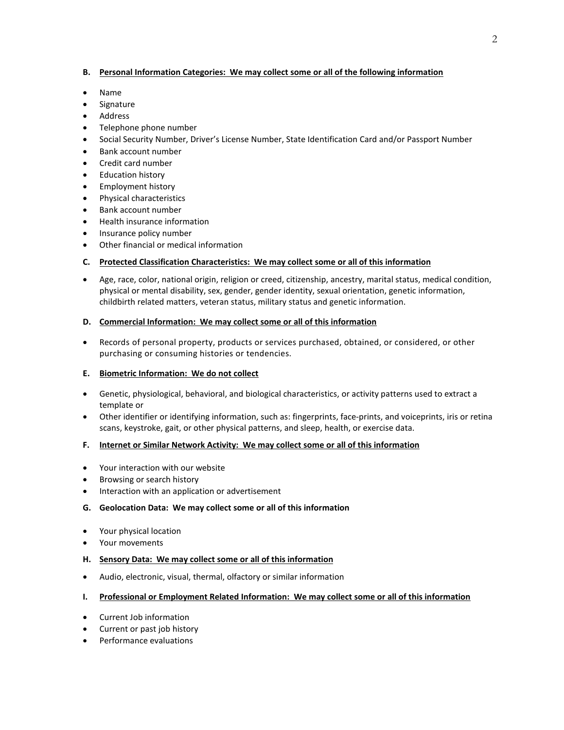### B. <u>Personal Information Categories: We may collect some or all of the following information</u>

- Name
- Signature
- Address
- Telephone phone number
- Social Security Number, Driver's License Number, State Identification Card and/or Passport Number
- Bank account number
- Credit card number
- Education history
- Employment history
- Physical characteristics
- Bank account number
- Health insurance information
- Insurance policy number
- Other financial or medical information

### C. <u>Protected Classification Characteristics: We may collect some or all of this information</u>

- Age, race, color, national origin, religion or creed, citizenship, ancestry, marital status, medical condition, physical or mental disability, sex, gender, gender identity, sexual orientation, genetic information, childbirth related matters, veteran status, military status and genetic information.

### D. <u>Commercial Information: We may collect some or all of this information</u>

- Records of personal property, products or services purchased, obtained, or considered, or other purchasing or consuming histories or tendencies.

### E. <u>Biometric Information: We do not collect</u>

- Genetic, physiological, behavioral, and biological characteristics, or activity patterns used to extract a template or
- Other identifier or identifying information, such as: fingerprints, face-prints, and voiceprints, iris or retina scans, keystroke, gait, or other physical patterns, and sleep, health, or exercise data.

### F. <u>Internet or Similar Network Activity: We may collect some or all of this information</u>

- Your interaction with our website
- Browsing or search history
- Interaction with an application or advertisement

### G. Geolocation Data: We may collect some or all of this information

- Your physical location
- Your movements

### H. <u>Sensory Data: We may collect some or all of this information</u>

- Audio, electronic, visual, thermal, olfactory or similar information

### I. <u>Professional or Employment Related Information: We may collect some or all of this information</u>

- Current Job information
- Current or past job history
- Performance evaluations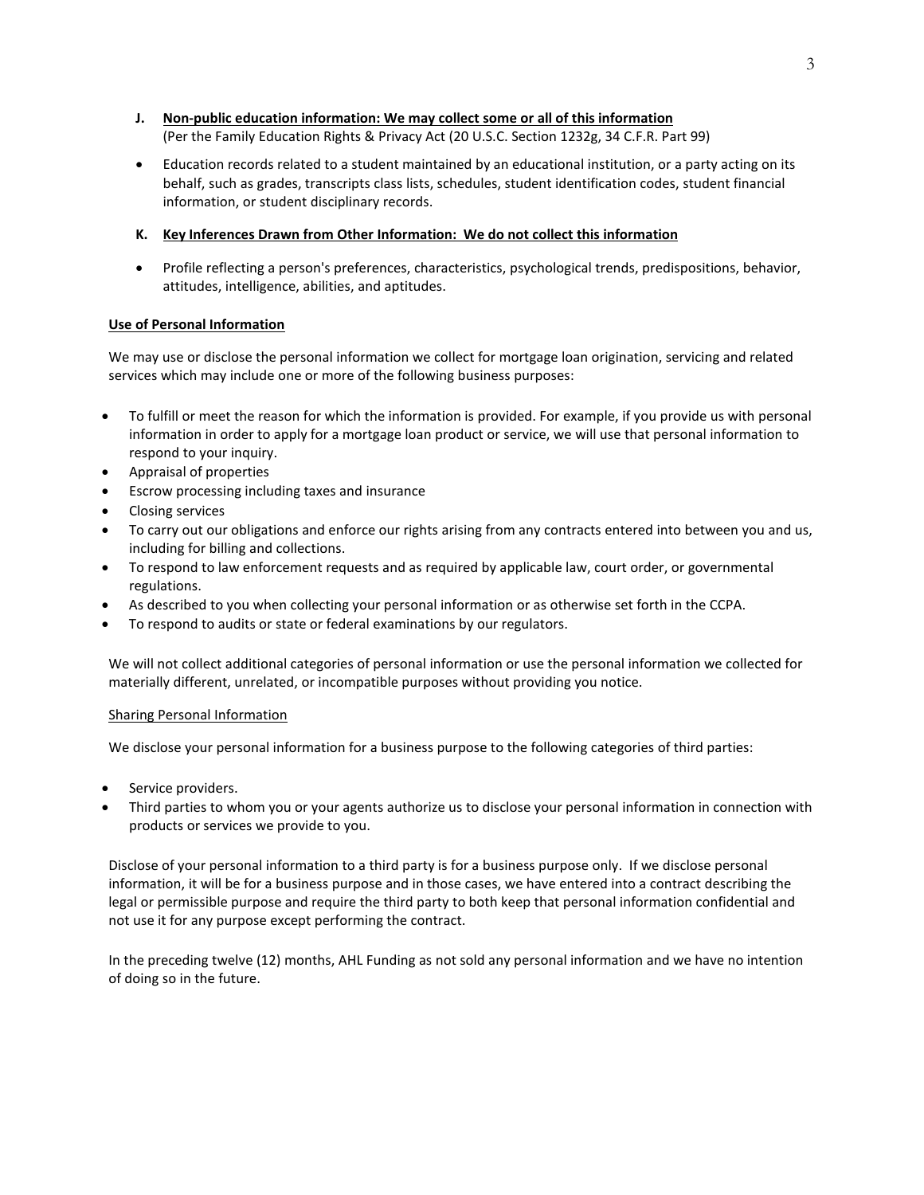**J. Non-public education information: We may collect some or all of this information**
(Per the Family Education Rights & Privacy Act (20 U.S.C. Section 1232g, 34 C.F.R. Part 99)

- Education records related to a student maintained by an educational institution, or a party acting on its behalf, such as grades, transcripts class lists, schedules, student identification codes, student financial information, or student disciplinary records.

**K. Key Inferences Drawn from Other Information: We do not collect this information**

- Profile reflecting a person's preferences, characteristics, psychological trends, predispositions, behavior, attitudes, intelligence, abilities, and aptitudes.

**Use of Personal Information**

We may use or disclose the personal information we collect for mortgage loan origination, servicing and related services which may include one or more of the following business purposes:

- To fulfill or meet the reason for which the information is provided. For example, if you provide us with personal information in order to apply for a mortgage loan product or service, we will use that personal information to respond to your inquiry.
- Appraisal of properties
- Escrow processing including taxes and insurance
- Closing services
- To carry out our obligations and enforce our rights arising from any contracts entered into between you and us, including for billing and collections.
- To respond to law enforcement requests and as required by applicable law, court order, or governmental regulations.
- As described to you when collecting your personal information or as otherwise set forth in the CCPA.
- To respond to audits or state or federal examinations by our regulators.

We will not collect additional categories of personal information or use the personal information we collected for materially different, unrelated, or incompatible purposes without providing you notice.

Sharing Personal Information

We disclose your personal information for a business purpose to the following categories of third parties:

- Service providers.
- Third parties to whom you or your agents authorize us to disclose your personal information in connection with products or services we provide to you.

Disclose of your personal information to a third party is for a business purpose only. If we disclose personal information, it will be for a business purpose and in those cases, we have entered into a contract describing the legal or permissible purpose and require the third party to both keep that personal information confidential and not use it for any purpose except performing the contract.

In the preceding twelve (12) months, AHL Funding as not sold any personal information and we have no intention of doing so in the future.